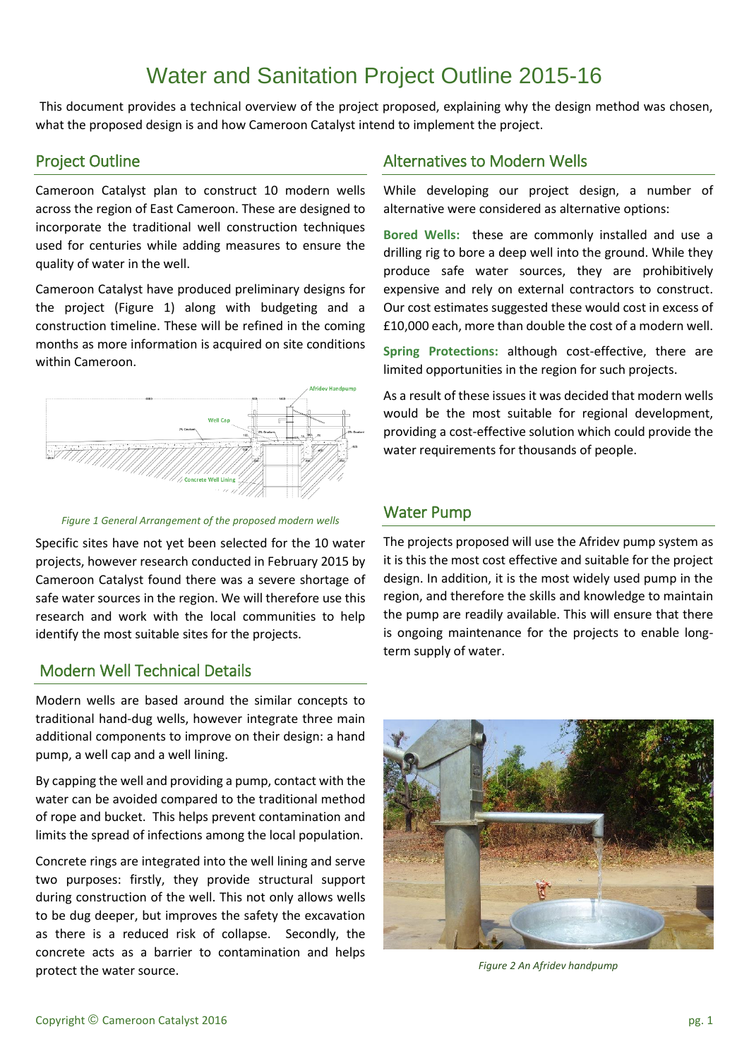# Water and Sanitation Project Outline 2015-16

This document provides a technical overview of the project proposed, explaining why the design method was chosen, what the proposed design is and how Cameroon Catalyst intend to implement the project.

## Project Outline

Cameroon Catalyst plan to construct 10 modern wells across the region of East Cameroon. These are designed to incorporate the traditional well construction techniques used for centuries while adding measures to ensure the quality of water in the well.

Cameroon Catalyst have produced preliminary designs for the project (Figure 1) along with budgeting and a construction timeline. These will be refined in the coming months as more information is acquired on site conditions within Cameroon.

*Figure 1 General Arrangement of the proposed modern wells*

Specific sites have not yet been selected for the 10 water projects, however research conducted in February 2015 by Cameroon Catalyst found there was a severe shortage of safe water sources in the region. We will therefore use this research and work with the local communities to help identify the most suitable sites for the projects.

## Modern Well Technical Details

Modern wells are based around the similar concepts to traditional hand-dug wells, however integrate three main additional components to improve on their design: a hand pump, a well cap and a well lining.

By capping the well and providing a pump, contact with the water can be avoided compared to the traditional method of rope and bucket. This helps prevent contamination and limits the spread of infections among the local population.

Concrete rings are integrated into the well lining and serve two purposes: firstly, they provide structural support during construction of the well. This not only allows wells to be dug deeper, but improves the safety the excavation as there is a reduced risk of collapse. Secondly, the concrete acts as a barrier to contamination and helps protect the water source.

## Alternatives to Modern Wells

While developing our project design, a number of alternative were considered as alternative options:

**Bored Wells:** these are commonly installed and use a drilling rig to bore a deep well into the ground. While they produce safe water sources, they are prohibitively expensive and rely on external contractors to construct. Our cost estimates suggested these would cost in excess of £10,000 each, more than double the cost of a modern well.

**Spring Protections:** although cost-effective, there are limited opportunities in the region for such projects.

As a result of these issues it was decided that modern wells would be the most suitable for regional development, providing a cost-effective solution which could provide the water requirements for thousands of people.

## Water Pump

The projects proposed will use the Afridev pump system as it is this the most cost effective and suitable for the project design. In addition, it is the most widely used pump in the region, and therefore the skills and knowledge to maintain the pump are readily available. This will ensure that there is ongoing maintenance for the projects to enable long-term supply of water.

*Figure 2 An Afridev handpump*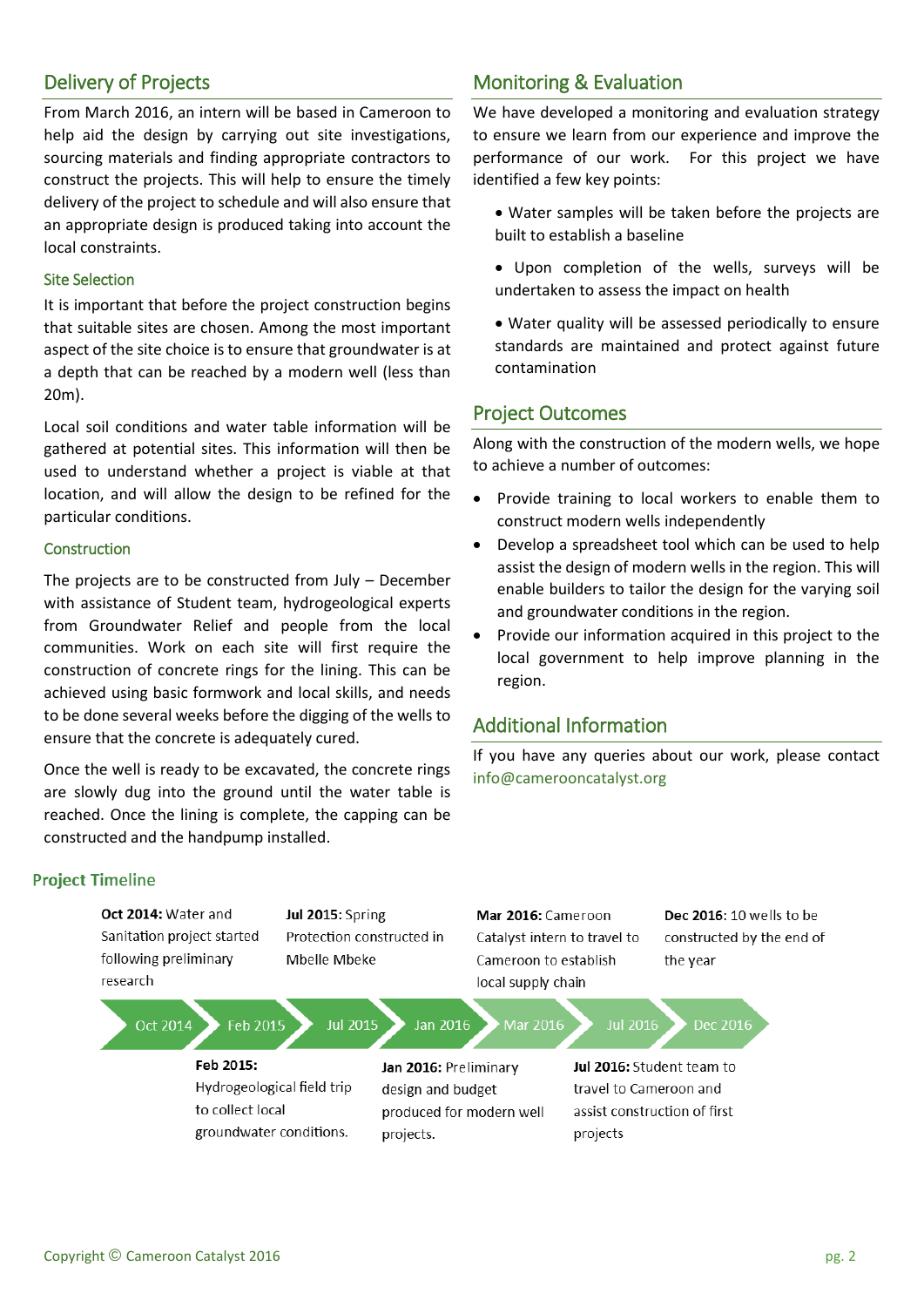## Delivery of Projects

From March 2016, an intern will be based in Cameroon to help aid the design by carrying out site investigations, sourcing materials and finding appropriate contractors to construct the projects. This will help to ensure the timely delivery of the project to schedule and will also ensure that an appropriate design is produced taking into account the local constraints.

### Site Selection

It is important that before the project construction begins that suitable sites are chosen. Among the most important aspect of the site choice is to ensure that groundwater is at a depth that can be reached by a modern well (less than 20m).

Local soil conditions and water table information will be gathered at potential sites. This information will then be used to understand whether a project is viable at that location, and will allow the design to be refined for the particular conditions.

### Construction

The projects are to be constructed from July – December with assistance of Student team, hydrogeological experts from Groundwater Relief and people from the local communities. Work on each site will first require the construction of concrete rings for the lining. This can be achieved using basic formwork and local skills, and needs to be done several weeks before the digging of the wells to ensure that the concrete is adequately cured.

Once the well is ready to be excavated, the concrete rings are slowly dug into the ground until the water table is reached. Once the lining is complete, the capping can be constructed and the handpump installed.

## Monitoring & Evaluation

We have developed a monitoring and evaluation strategy to ensure we learn from our experience and improve the performance of our work. For this project we have identified a few key points:

- Water samples will be taken before the projects are built to establish a baseline
- Upon completion of the wells, surveys will be undertaken to assess the impact on health
- Water quality will be assessed periodically to ensure standards are maintained and protect against future contamination

## Project Outcomes

Along with the construction of the modern wells, we hope to achieve a number of outcomes:

- Provide training to local workers to enable them to construct modern wells independently
- Develop a spreadsheet tool which can be used to help assist the design of modern wells in the region. This will enable builders to tailor the design for the varying soil and groundwater conditions in the region.
- Provide our information acquired in this project to the local government to help improve planning in the region.

## Additional Information

If you have any queries about our work, please contact info@camerooncatalyst.org

## Project Timeline

Oct 2014 | Feb 2015 | Jul 2015 | Jan 2016 | Mar 2016 | Jul 2016 | Dec 2016

**Oct 2014:** Water and Sanitation project started following preliminary research

**Feb 2015:** Hydrogeological field trip to collect local groundwater conditions.

**Jul 2015:** Spring Protection constructed in Mbelle Mbeke

**Jan 2016:** Preliminary design and budget produced for modern well projects.

**Mar 2016:** Cameroon Catalyst intern to travel to Cameroon to establish local supply chain

**Jul 2016:** Student team to travel to Cameroon and assist construction of first projects

**Dec 2016:** 10 wells to be constructed by the end of the year

Copyright © Cameroon Catalyst 2016